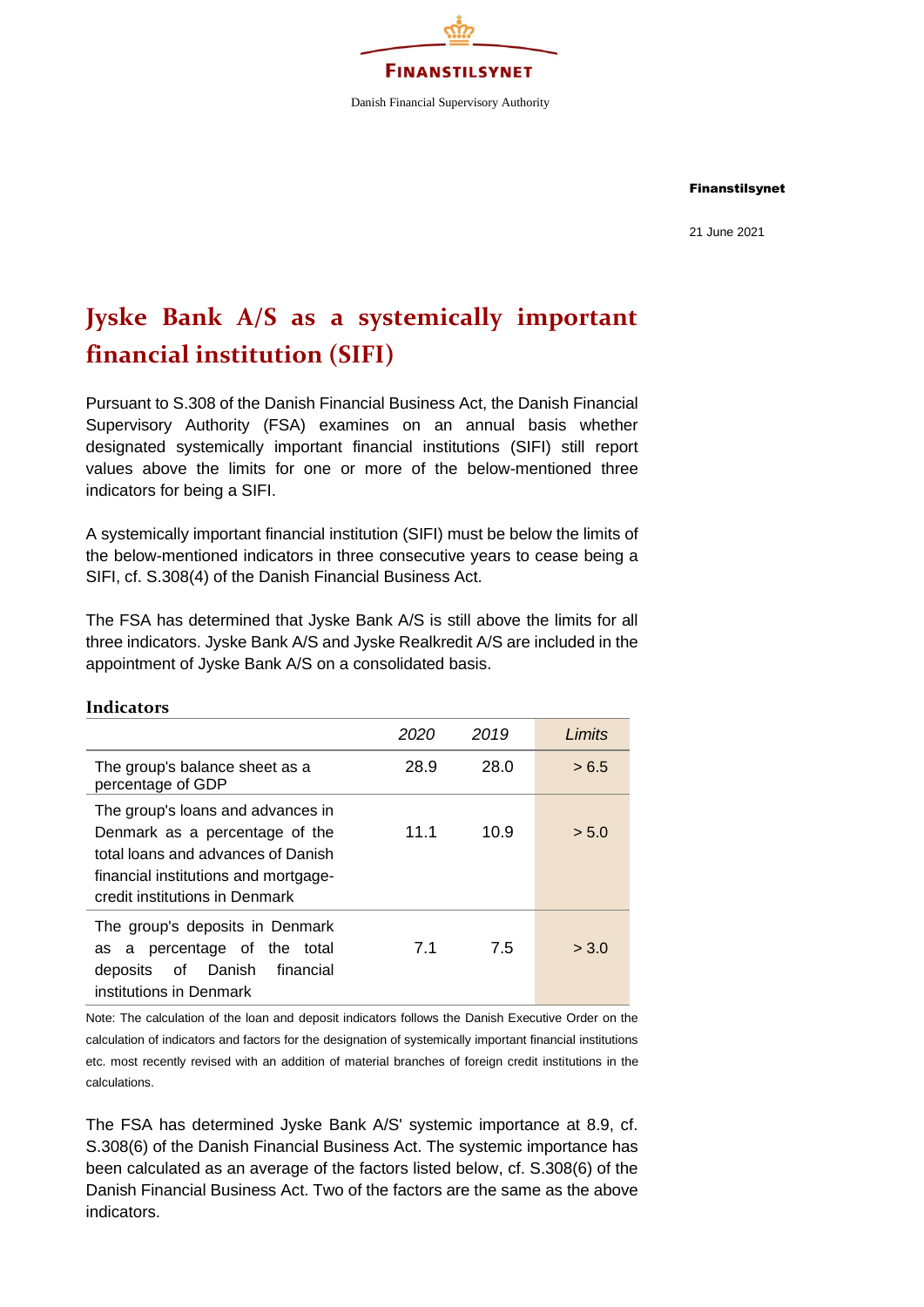FINANSTILSYNET

Danish Financial Supervisory Authority

**Finanstilsynet**

21 June 2021

# Jyske Bank A/S as a systemically important financial institution (SIFI)

Pursuant to S.308 of the Danish Financial Business Act, the Danish Financial Supervisory Authority (FSA) examines on an annual basis whether designated systemically important financial institutions (SIFI) still report values above the limits for one or more of the below-mentioned three indicators for being a SIFI.

A systemically important financial institution (SIFI) must be below the limits of the below-mentioned indicators in three consecutive years to cease being a SIFI, cf. S.308(4) of the Danish Financial Business Act.

The FSA has determined that Jyske Bank A/S is still above the limits for all three indicators. Jyske Bank A/S and Jyske Realkredit A/S are included in the appointment of Jyske Bank A/S on a consolidated basis.

### Indicators

| | *2020* | *2019* | *Limits* |
|---|---|---|---|
| The group's balance sheet as a percentage of GDP | 28.9 | 28.0 | > 6.5 |
| The group's loans and advances in Denmark as a percentage of the total loans and advances of Danish financial institutions and mortgage-credit institutions in Denmark | 11.1 | 10.9 | > 5.0 |
| The group's deposits in Denmark as a percentage of the total deposits of Danish financial institutions in Denmark | 7.1 | 7.5 | > 3.0 |

Note: The calculation of the loan and deposit indicators follows the Danish Executive Order on the calculation of indicators and factors for the designation of systemically important financial institutions etc. most recently revised with an addition of material branches of foreign credit institutions in the calculations.

The FSA has determined Jyske Bank A/S' systemic importance at 8.9, cf. S.308(6) of the Danish Financial Business Act. The systemic importance has been calculated as an average of the factors listed below, cf. S.308(6) of the Danish Financial Business Act. Two of the factors are the same as the above indicators.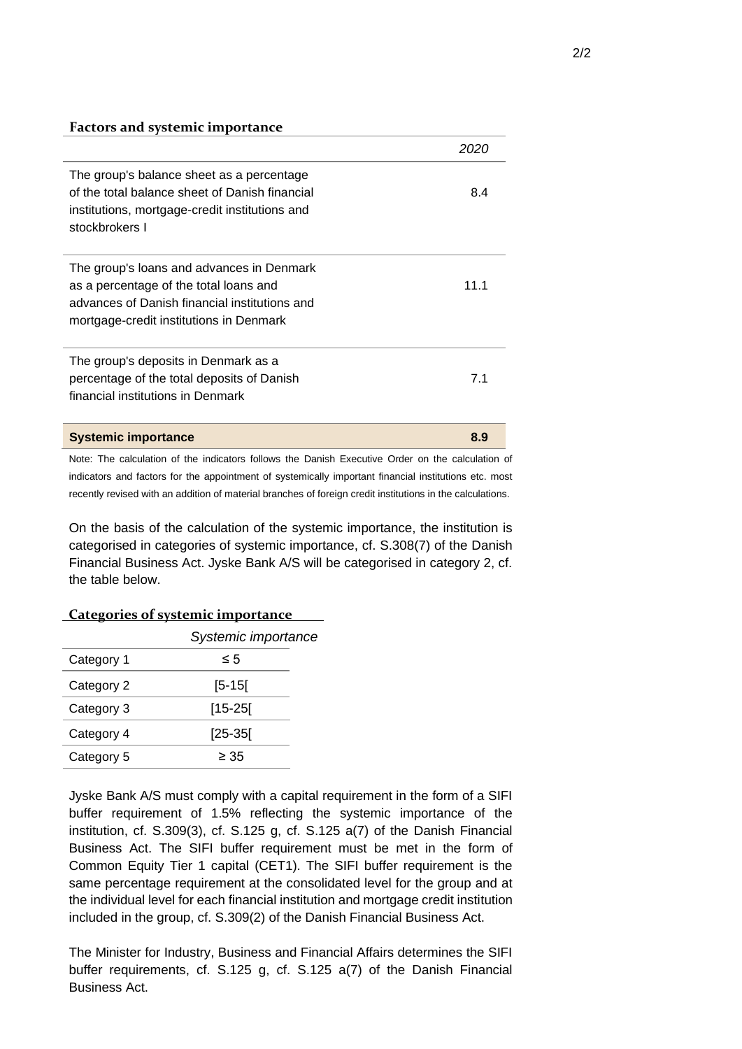**Factors and systemic importance**

| | 2020 |
|---|---|
| The group's balance sheet as a percentage of the total balance sheet of Danish financial institutions, mortgage-credit institutions and stockbrokers I | 8.4 |
| The group's loans and advances in Denmark as a percentage of the total loans and advances of Danish financial institutions and mortgage-credit institutions in Denmark | 11.1 |
| The group's deposits in Denmark as a percentage of the total deposits of Danish financial institutions in Denmark | 7.1 |
| **Systemic importance** | **8.9** |

Note: The calculation of the indicators follows the Danish Executive Order on the calculation of indicators and factors for the appointment of systemically important financial institutions etc. most recently revised with an addition of material branches of foreign credit institutions in the calculations.

On the basis of the calculation of the systemic importance, the institution is categorised in categories of systemic importance, cf. S.308(7) of the Danish Financial Business Act. Jyske Bank A/S will be categorised in category 2, cf. the table below.

**Categories of systemic importance**

| | Systemic importance |
|---|---|
| Category 1 | ≤ 5 |
| Category 2 | [5-15[ |
| Category 3 | [15-25[ |
| Category 4 | [25-35[ |
| Category 5 | ≥ 35 |

Jyske Bank A/S must comply with a capital requirement in the form of a SIFI buffer requirement of 1.5% reflecting the systemic importance of the institution, cf. S.309(3), cf. S.125 g, cf. S.125 a(7) of the Danish Financial Business Act. The SIFI buffer requirement must be met in the form of Common Equity Tier 1 capital (CET1). The SIFI buffer requirement is the same percentage requirement at the consolidated level for the group and at the individual level for each financial institution and mortgage credit institution included in the group, cf. S.309(2) of the Danish Financial Business Act.

The Minister for Industry, Business and Financial Affairs determines the SIFI buffer requirements, cf. S.125 g, cf. S.125 a(7) of the Danish Financial Business Act.